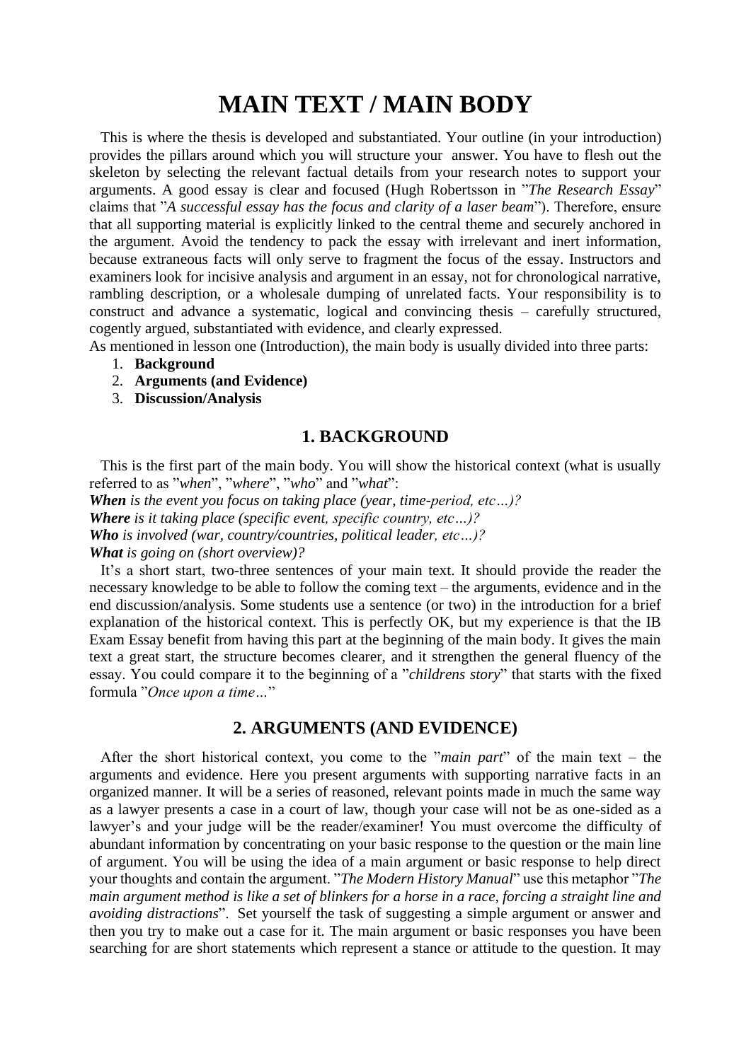# MAIN TEXT / MAIN BODY

This is where the thesis is developed and substantiated. Your outline (in your introduction) provides the pillars around which you will structure your answer. You have to flesh out the skeleton by selecting the relevant factual details from your research notes to support your arguments. A good essay is clear and focused (Hugh Robertsson in "*The Research Essay*" claims that "*A successful essay has the focus and clarity of a laser beam*"). Therefore, ensure that all supporting material is explicitly linked to the central theme and securely anchored in the argument. Avoid the tendency to pack the essay with irrelevant and inert information, because extraneous facts will only serve to fragment the focus of the essay. Instructors and examiners look for incisive analysis and argument in an essay, not for chronological narrative, rambling description, or a wholesale dumping of unrelated facts. Your responsibility is to construct and advance a systematic, logical and convincing thesis – carefully structured, cogently argued, substantiated with evidence, and clearly expressed.

As mentioned in lesson one (Introduction), the main body is usually divided into three parts:

1. **Background**
2. **Arguments (and Evidence)**
3. **Discussion/Analysis**

## 1. BACKGROUND

This is the first part of the main body. You will show the historical context (what is usually referred to as "*when*", "*where*", "*who*" and "*what*":

***When** is the event you focus on taking place (year, time-period, etc…)?*
***Where** is it taking place (specific event, specific country, etc…)?*
***Who** is involved (war, country/countries, political leader, etc…)?*
***What** is going on (short overview)?*

It's a short start, two-three sentences of your main text. It should provide the reader the necessary knowledge to be able to follow the coming text – the arguments, evidence and in the end discussion/analysis. Some students use a sentence (or two) in the introduction for a brief explanation of the historical context. This is perfectly OK, but my experience is that the IB Exam Essay benefit from having this part at the beginning of the main body. It gives the main text a great start, the structure becomes clearer, and it strengthen the general fluency of the essay. You could compare it to the beginning of a "*childrens story*" that starts with the fixed formula "*Once upon a time…*"

## 2. ARGUMENTS (AND EVIDENCE)

After the short historical context, you come to the "*main part*" of the main text – the arguments and evidence. Here you present arguments with supporting narrative facts in an organized manner. It will be a series of reasoned, relevant points made in much the same way as a lawyer presents a case in a court of law, though your case will not be as one-sided as a lawyer's and your judge will be the reader/examiner! You must overcome the difficulty of abundant information by concentrating on your basic response to the question or the main line of argument. You will be using the idea of a main argument or basic response to help direct your thoughts and contain the argument. "*The Modern History Manual*" use this metaphor "*The main argument method is like a set of blinkers for a horse in a race, forcing a straight line and avoiding distractions*". Set yourself the task of suggesting a simple argument or answer and then you try to make out a case for it. The main argument or basic responses you have been searching for are short statements which represent a stance or attitude to the question. It may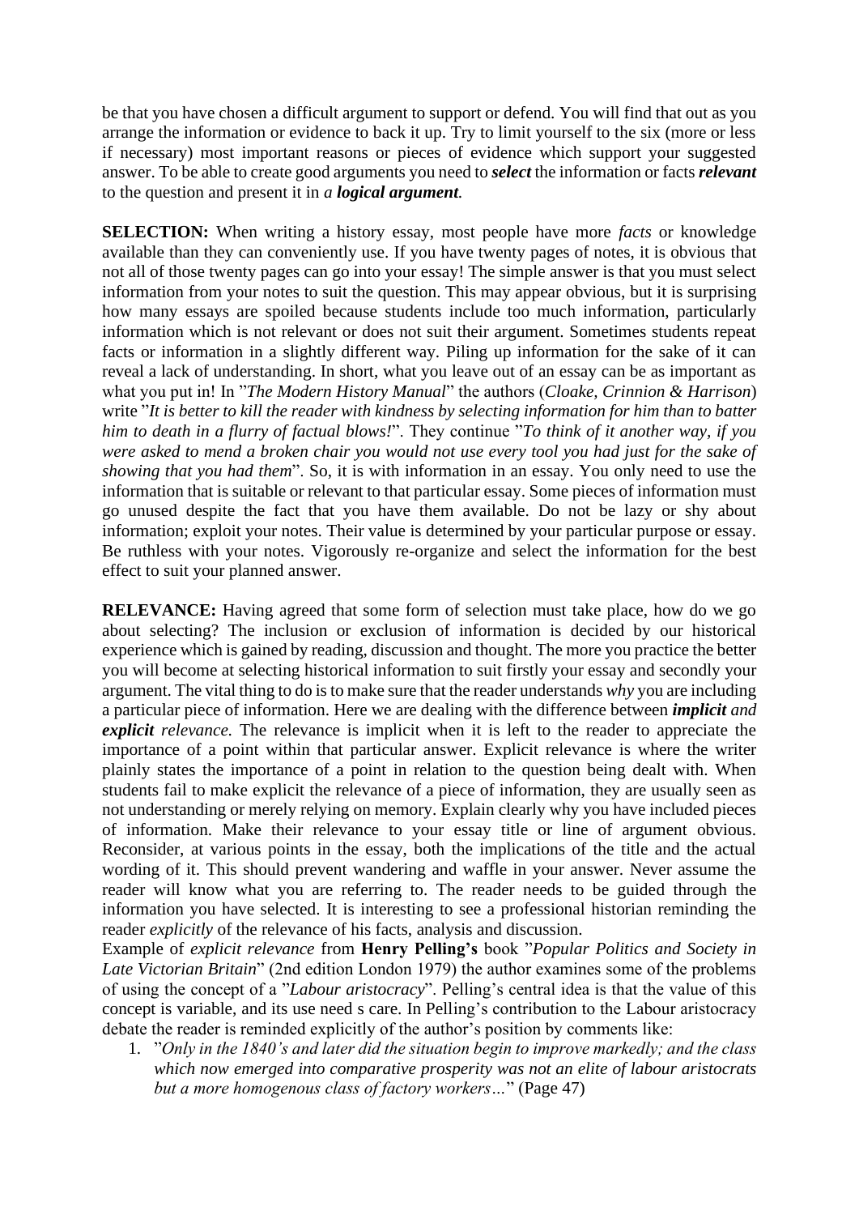be that you have chosen a difficult argument to support or defend. You will find that out as you arrange the information or evidence to back it up. Try to limit yourself to the six (more or less if necessary) most important reasons or pieces of evidence which support your suggested answer. To be able to create good arguments you need to ***select*** the information or facts ***relevant*** to the question and present it in ***a logical argument.***

**SELECTION:** When writing a history essay, most people have more *facts* or knowledge available than they can conveniently use. If you have twenty pages of notes, it is obvious that not all of those twenty pages can go into your essay! The simple answer is that you must select information from your notes to suit the question. This may appear obvious, but it is surprising how many essays are spoiled because students include too much information, particularly information which is not relevant or does not suit their argument. Sometimes students repeat facts or information in a slightly different way. Piling up information for the sake of it can reveal a lack of understanding. In short, what you leave out of an essay can be as important as what you put in! In "*The Modern History Manual*" the authors (*Cloake, Crinnion & Harrison*) write "*It is better to kill the reader with kindness by selecting information for him than to batter him to death in a flurry of factual blows!*". They continue "*To think of it another way, if you were asked to mend a broken chair you would not use every tool you had just for the sake of showing that you had them*". So, it is with information in an essay. You only need to use the information that is suitable or relevant to that particular essay. Some pieces of information must go unused despite the fact that you have them available. Do not be lazy or shy about information; exploit your notes. Their value is determined by your particular purpose or essay. Be ruthless with your notes. Vigorously re-organize and select the information for the best effect to suit your planned answer.

**RELEVANCE:** Having agreed that some form of selection must take place, how do we go about selecting? The inclusion or exclusion of information is decided by our historical experience which is gained by reading, discussion and thought. The more you practice the better you will become at selecting historical information to suit firstly your essay and secondly your argument. The vital thing to do is to make sure that the reader understands *why* you are including a particular piece of information. Here we are dealing with the difference between ***implicit*** *and* ***explicit*** *relevance.* The relevance is implicit when it is left to the reader to appreciate the importance of a point within that particular answer. Explicit relevance is where the writer plainly states the importance of a point in relation to the question being dealt with. When students fail to make explicit the relevance of a piece of information, they are usually seen as not understanding or merely relying on memory. Explain clearly why you have included pieces of information. Make their relevance to your essay title or line of argument obvious. Reconsider, at various points in the essay, both the implications of the title and the actual wording of it. This should prevent wandering and waffle in your answer. Never assume the reader will know what you are referring to. The reader needs to be guided through the information you have selected. It is interesting to see a professional historian reminding the reader *explicitly* of the relevance of his facts, analysis and discussion.

Example of *explicit relevance* from **Henry Pelling's** book "*Popular Politics and Society in Late Victorian Britain*" (2nd edition London 1979) the author examines some of the problems of using the concept of a "*Labour aristocracy*". Pelling's central idea is that the value of this concept is variable, and its use need s care. In Pelling's contribution to the Labour aristocracy debate the reader is reminded explicitly of the author's position by comments like:

1. "*Only in the 1840's and later did the situation begin to improve markedly; and the class which now emerged into comparative prosperity was not an elite of labour aristocrats but a more homogenous class of factory workers…*" (Page 47)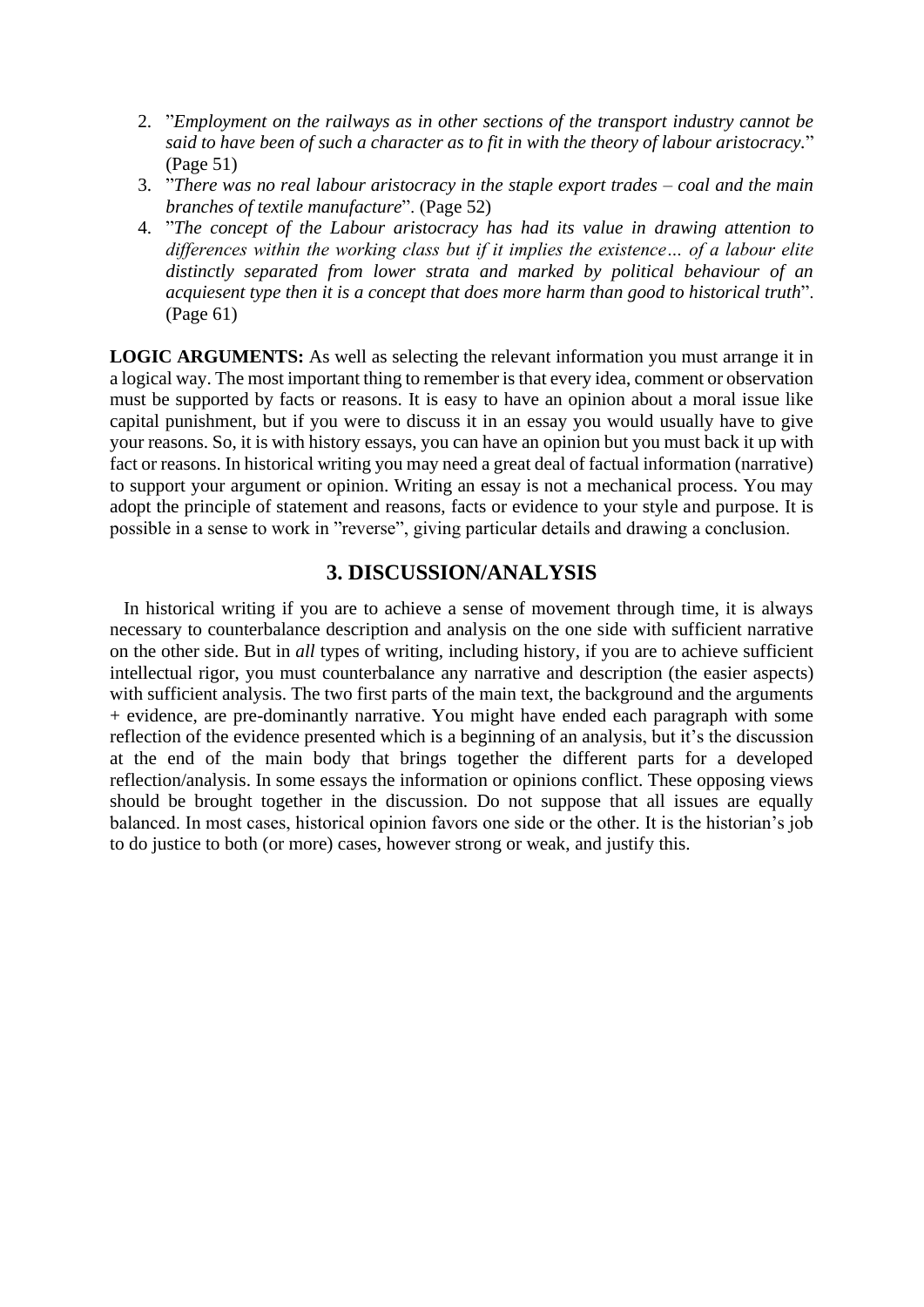2. ”*Employment on the railways as in other sections of the transport industry cannot be said to have been of such a character as to fit in with the theory of labour aristocracy.*” (Page 51)
3. ”*There was no real labour aristocracy in the staple export trades – coal and the main branches of textile manufacture*”. (Page 52)
4. ”*The concept of the Labour aristocracy has had its value in drawing attention to differences within the working class but if it implies the existence… of a labour elite distinctly separated from lower strata and marked by political behaviour of an acquiesent type then it is a concept that does more harm than good to historical truth*”. (Page 61)

**LOGIC ARGUMENTS:** As well as selecting the relevant information you must arrange it in a logical way. The most important thing to remember is that every idea, comment or observation must be supported by facts or reasons. It is easy to have an opinion about a moral issue like capital punishment, but if you were to discuss it in an essay you would usually have to give your reasons. So, it is with history essays, you can have an opinion but you must back it up with fact or reasons. In historical writing you may need a great deal of factual information (narrative) to support your argument or opinion. Writing an essay is not a mechanical process. You may adopt the principle of statement and reasons, facts or evidence to your style and purpose. It is possible in a sense to work in ”reverse”, giving particular details and drawing a conclusion.

## 3. DISCUSSION/ANALYSIS

In historical writing if you are to achieve a sense of movement through time, it is always necessary to counterbalance description and analysis on the one side with sufficient narrative on the other side. But in *all* types of writing, including history, if you are to achieve sufficient intellectual rigor, you must counterbalance any narrative and description (the easier aspects) with sufficient analysis. The two first parts of the main text, the background and the arguments + evidence, are pre-dominantly narrative. You might have ended each paragraph with some reflection of the evidence presented which is a beginning of an analysis, but it’s the discussion at the end of the main body that brings together the different parts for a developed reflection/analysis. In some essays the information or opinions conflict. These opposing views should be brought together in the discussion. Do not suppose that all issues are equally balanced. In most cases, historical opinion favors one side or the other. It is the historian’s job to do justice to both (or more) cases, however strong or weak, and justify this.